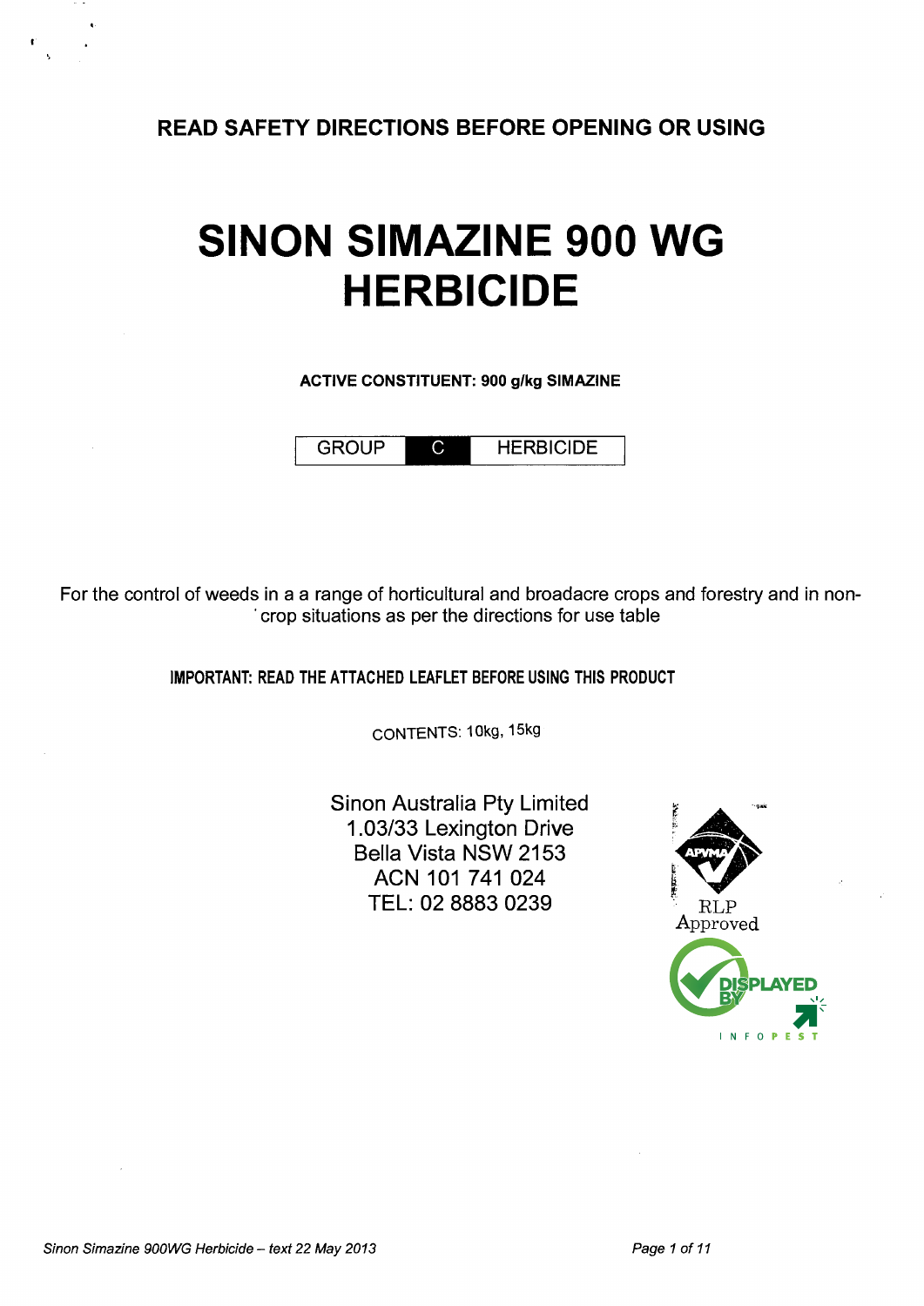**READ SAFETY DIRECTIONS BEFORE OPENING OR USING**

# SINON SIMAZINE 900 WG HERBICIDE

**ACTIVE CONSTITUENT: 900 g/kg SIMAZINE**

| GROUP | C | HERBICIDE |
|---|---|---|

For the control of weeds in a a range of horticultural and broadacre crops and forestry and in non-crop situations as per the directions for use table

**IMPORTANT: READ THE ATTACHED LEAFLET BEFORE USING THIS PRODUCT**

CONTENTS: 10kg, 15kg

Sinon Australia Pty Limited
1.03/33 Lexington Drive
Bella Vista NSW 2153
ACN 101 741 024
TEL: 02 8883 0239

APVMA RLP Approved

DISPLAYED BY INFOPEST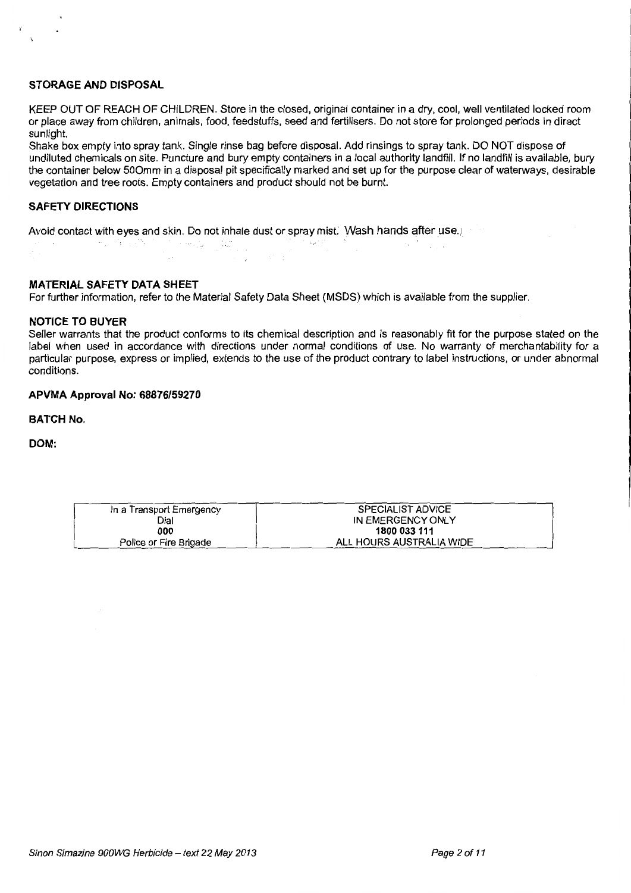## STORAGE AND DISPOSAL

KEEP OUT OF REACH OF CHILDREN. Store in the closed, original container in a dry, cool, well ventilated locked room or place away from children, animals, food, feedstuffs, seed and fertilisers. Do not store for prolonged periods in direct sunlight.

Shake box empty into spray tank. Single rinse bag before disposal. Add rinsings to spray tank. DO NOT dispose of undiluted chemicals on site. Puncture and bury empty containers in a local authority landfill. If no landfill is available, bury the container below 500mm in a disposal pit specifically marked and set up for the purpose clear of waterways, desirable vegetation and tree roots. Empty containers and product should not be burnt.

## SAFETY DIRECTIONS

Avoid contact with eyes and skin. Do not inhale dust or spray mist. Wash hands after use.

## MATERIAL SAFETY DATA SHEET

For further information, refer to the Material Safety Data Sheet (MSDS) which is available from the supplier.

## NOTICE TO BUYER

Seller warrants that the product conforms to its chemical description and is reasonably fit for the purpose stated on the label when used in accordance with directions under normal conditions of use. No warranty of merchantability for a particular purpose, express or implied, extends to the use of the product contrary to label instructions, or under abnormal conditions.

**APVMA Approval No: 68876/59270**

**BATCH No.**

**DOM:**

| In a Transport Emergency<br>Dial<br>**000**<br>Police or Fire Brigade | SPECIALIST ADVICE<br>IN EMERGENCY ONLY<br>**1800 033 111**<br>ALL HOURS AUSTRALIA WIDE |
|---|---|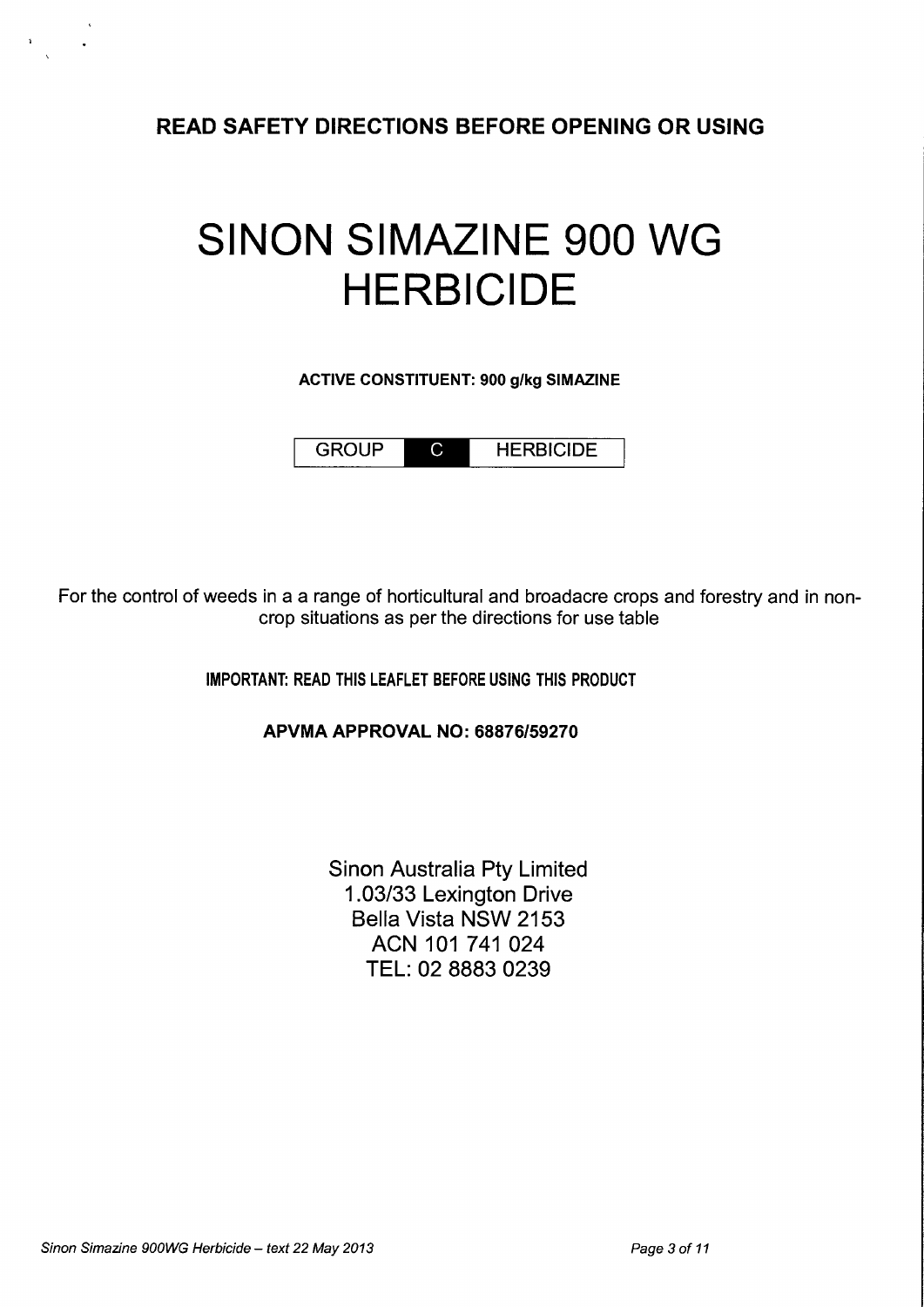**READ SAFETY DIRECTIONS BEFORE OPENING OR USING**

# SINON SIMAZINE 900 WG HERBICIDE

**ACTIVE CONSTITUENT: 900 g/kg SIMAZINE**

| GROUP | C | HERBICIDE |
|---|---|---|

For the control of weeds in a a range of horticultural and broadacre crops and forestry and in non-crop situations as per the directions for use table

**IMPORTANT: READ THIS LEAFLET BEFORE USING THIS PRODUCT**

**APVMA APPROVAL NO: 68876/59270**

Sinon Australia Pty Limited
1.03/33 Lexington Drive
Bella Vista NSW 2153
ACN 101 741 024
TEL: 02 8883 0239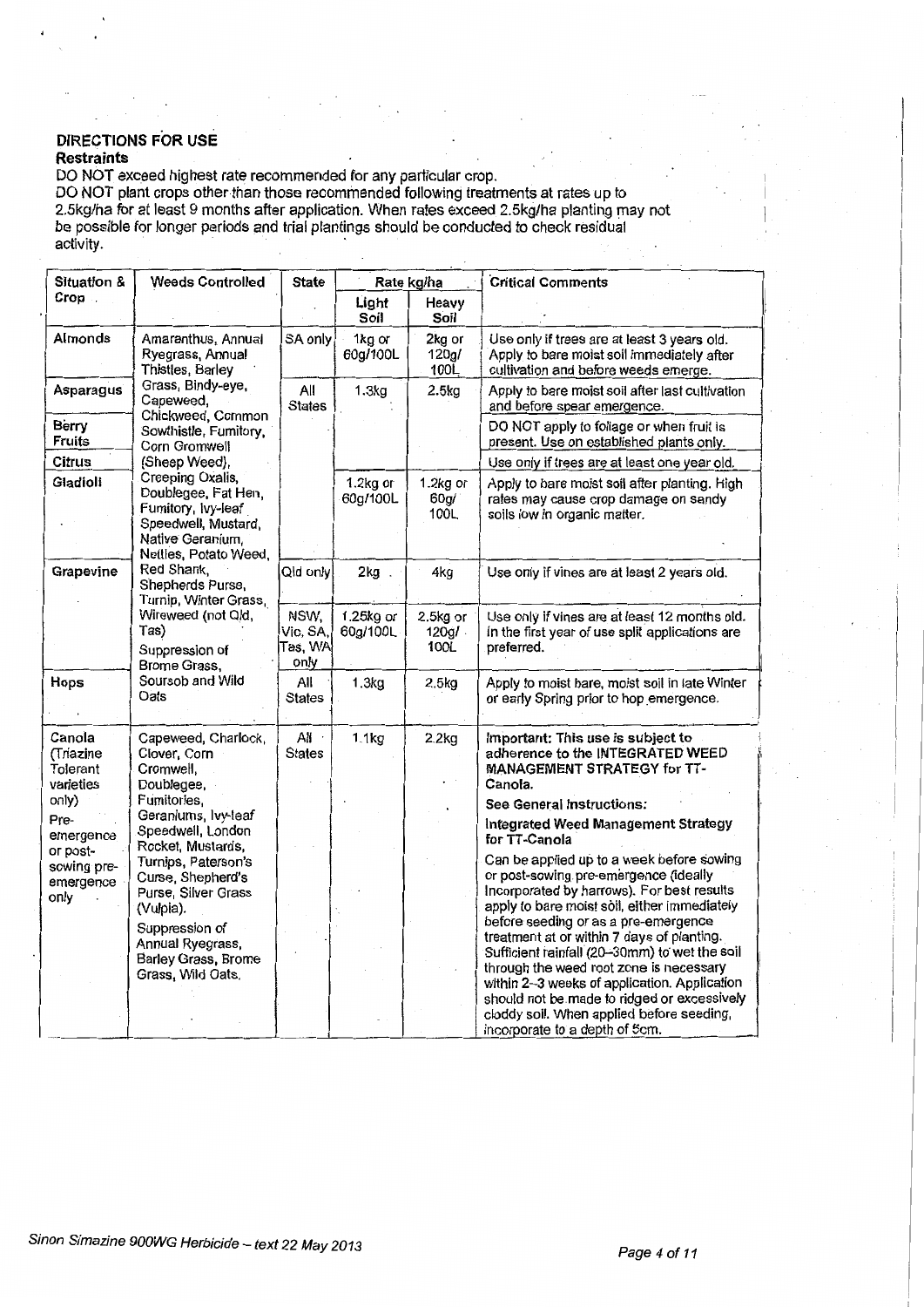## DIRECTIONS FOR USE

### Restraints

DO NOT exceed highest rate recommended for any particular crop.

DO NOT plant crops other than those recommended following treatments at rates up to 2.5kg/ha for at least 9 months after application. When rates exceed 2.5kg/ha planting may not be possible for longer periods and trial plantings should be conducted to check residual activity.

| Situation & Crop | Weeds Controlled | State | Rate kg/ha | | Critical Comments |
|---|---|---|---|---|---|
| | | | Light Soil | Heavy Soil | |
| Almonds | Amaranthus, Annual Ryegrass, Annual Thistles, Barley Grass, Bindy-eye, Capeweed, Chickweed, Common Sowthistle, Fumitory, Corn Gromwell (Sheep Weed), Creeping Oxalis, Doublegee, Fat Hen, Fumitory, Ivy-leaf Speedwell, Mustard, Native Geranium, Nettles, Potato Weed, Red Shank, Shepherds Purse, Turnip, Winter Grass, Wireweed (not Qld, Tas) Suppression of Brome Grass, Soursob and Wild Oats | SA only | 1kg or 60g/100L | 2kg or 120g/100L | Use only if trees are at least 3 years old. Apply to bare moist soil immediately after cultivation and before weeds emerge. |
| Asparagus | | All States | 1.3kg | 2.5kg | Apply to bare moist soil after last cultivation and before spear emergence. |
| Berry Fruits | | | | | DO NOT apply to foliage or when fruit is present. Use on established plants only. |
| Citrus | | | | | Use only if trees are at least one year old. |
| Gladioli | | | 1.2kg or 60g/100L | 1.2kg or 60g/100L | Apply to bare moist soil after planting. High rates may cause crop damage on sandy soils low in organic matter. |
| Grapevine | | Qld only | 2kg | 4kg | Use only if vines are at least 2 years old. |
| | | NSW, Vic, SA, Tas, WA only | 1.25kg or 60g/100L | 2.5kg or 120g/100L | Use only if vines are at least 12 months old. In the first year of use split applications are preferred. |
| Hops | | All States | 1.3kg | 2.5kg | Apply to moist bare, moist soil in late Winter or early Spring prior to hop emergence. |
| Canola (Triazine Tolerant varieties only) Pre-emergence or post-sowing pre-emergence only | Capeweed, Charlock, Clover, Corn Cromwell, Doublegee, Fumitories, Geraniums, Ivy-leaf Speedwell, London Rocket, Mustards, Turnips, Paterson's Curse, Shepherd's Purse, Silver Grass (Vulpia). Suppression of Annual Ryegrass, Barley Grass, Brome Grass, Wild Oats. | All States | 1.1kg | 2.2kg | **Important: This use is subject to adherence to the INTEGRATED WEED MANAGEMENT STRATEGY for TT-Canola.** **See General Instructions:** **Integrated Weed Management Strategy for TT-Canola** Can be applied up to a week before sowing or post-sowing pre-emergence (ideally incorporated by harrows). For best results apply to bare moist soil, either immediately before seeding or as a pre-emergence treatment at or within 7 days of planting. Sufficient rainfall (20–30mm) to wet the soil through the weed root zone is necessary within 2–3 weeks of application. Application should not be made to ridged or excessively cloddy soil. When applied before seeding, incorporate to a depth of 5cm. |

*Sinon Simazine 900WG Herbicide – text 22 May 2013*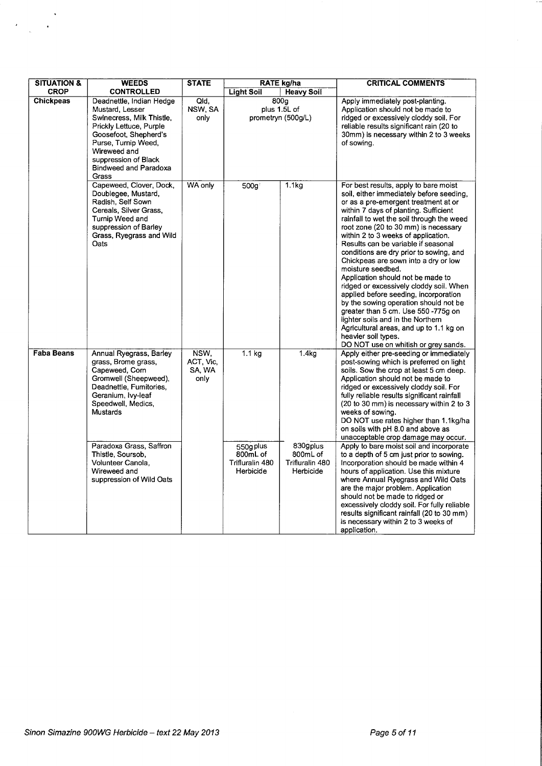| SITUATION & CROP | WEEDS CONTROLLED | STATE | RATE kg/ha | | CRITICAL COMMENTS |
|---|---|---|---|---|---|
| | | | Light Soil | Heavy Soil | |
| **Chickpeas** | Deadnettle, Indian Hedge Mustard, Lesser Swinecress, Milk Thistle, Prickly Lettuce, Purple Goosefoot, Shepherd's Purse, Turnip Weed, Wireweed and suppression of Black Bindweed and Paradoxa Grass | Qld, NSW, SA only | 800g plus 1.5L of prometryn (500g/L) | | Apply immediately post-planting. Application should not be made to ridged or excessively cloddy soil. For reliable results significant rain (20 to 30mm) is necessary within 2 to 3 weeks of sowing. |
| | Capeweed, Clover, Dock, Doublegee, Mustard, Radish, Self Sown Cereals, Silver Grass, Turnip Weed and suppression of Barley Grass, Ryegrass and Wild Oats | WA only | 500g | 1.1kg | For best results, apply to bare moist soil, either immediately before seeding, or as a pre-emergent treatment at or within 7 days of planting. Sufficient rainfall to wet the soil through the weed root zone (20 to 30 mm) is necessary within 2 to 3 weeks of application. Results can be variable if seasonal conditions are dry prior to sowing, and Chickpeas are sown into a dry or low moisture seedbed. Application should not be made to ridged or excessively cloddy soil. When applied before seeding, incorporation by the sowing operation should not be greater than 5 cm. Use 550 -775g on lighter soils and in the Northern Agricultural areas, and up to 1.1 kg on heavier soil types. DO NOT use on whitish or grey sands. |
| **Faba Beans** | Annual Ryegrass, Barley grass, Brome grass, Capeweed, Corn Gromwell (Sheepweed), Deadnettle, Fumitories, Geranium, Ivy-leaf Speedwell, Medics, Mustards | NSW, ACT, Vic, SA, WA only | 1.1 kg | 1.4kg | Apply either pre-seeding or immediately post-sowing which is preferred on light soils. Sow the crop at least 5 cm deep. Application should not be made to ridged or excessively cloddy soil. For fully reliable results significant rainfall (20 to 30 mm) is necessary within 2 to 3 weeks of sowing. DO NOT use rates higher than 1.1kg/ha on soils with pH 8.0 and above as unacceptable crop damage may occur. |
| | Paradoxa Grass, Saffron Thistle, Soursob, Volunteer Canola, Wireweed and suppression of Wild Oats | | 550g plus 800mL of Trifluralin 480 Herbicide | 830gplus 800mL of Trifluralin 480 Herbicide | Apply to bare moist soil and incorporate to a depth of 5 cm just prior to sowing. Incorporation should be made within 4 hours of application. Use this mixture where Annual Ryegrass and Wild Oats are the major problem. Application should not be made to ridged or excessively cloddy soil. For fully reliable results significant rainfall (20 to 30 mm) is necessary within 2 to 3 weeks of application. |

*Sinon Simazine 900WG Herbicide – text 22 May 2013*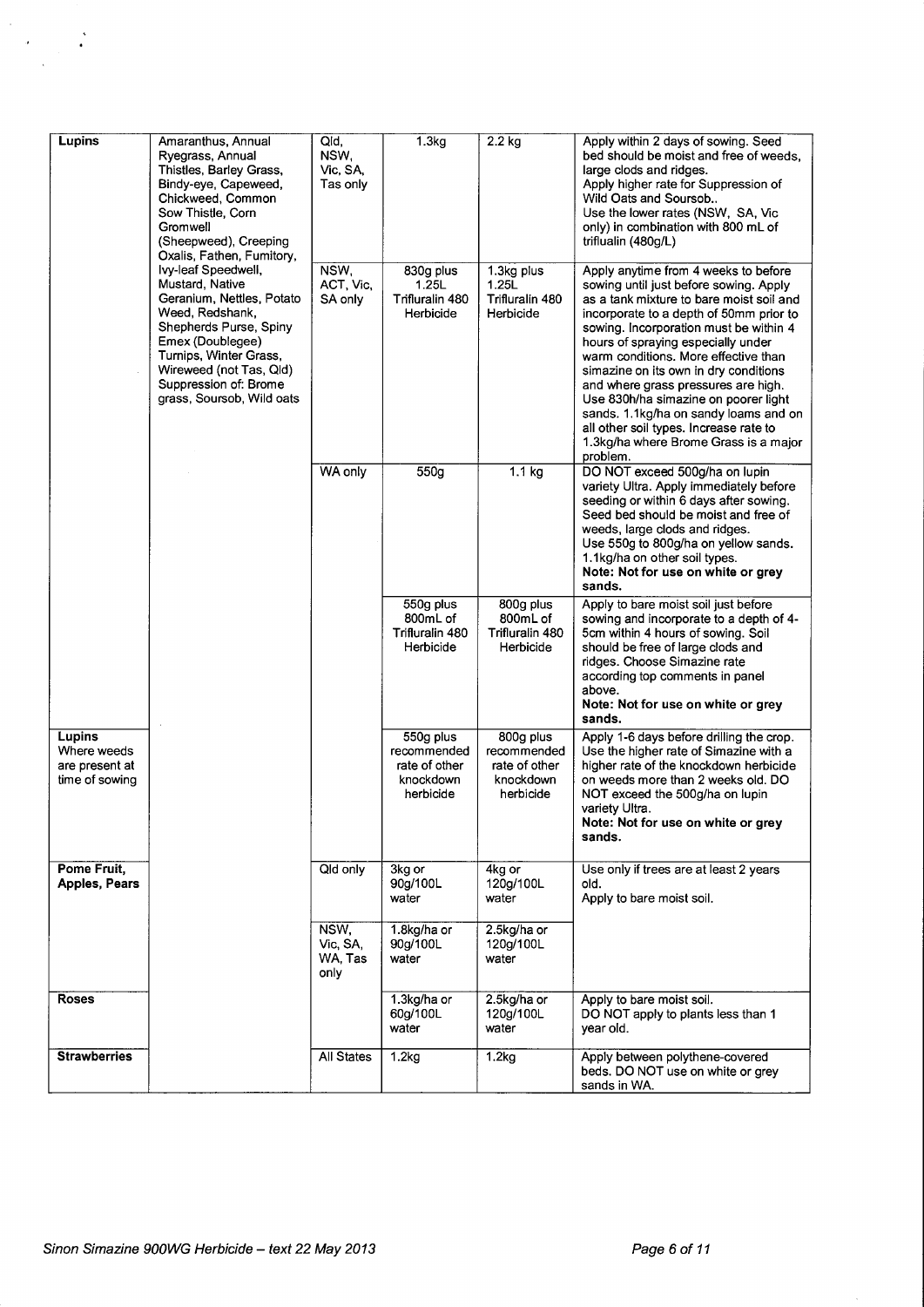| Lupins | Amaranthus, Annual Ryegrass, Annual Thistles, Barley Grass, Bindy-eye, Capeweed, Chickweed, Common Sow Thistle, Corn Gromwell (Sheepweed), Creeping Oxalis, Fathen, Fumitory, Ivy-leaf Speedwell, Mustard, Native Geranium, Nettles, Potato Weed, Redshank, Shepherds Purse, Spiny Emex (Doublegee) Turnips, Winter Grass, Wireweed (not Tas, Qld) Suppression of: Brome grass, Soursob, Wild oats | Qld, NSW, Vic, SA, Tas only | 1.3kg | 2.2 kg | Apply within 2 days of sowing. Seed bed should be moist and free of weeds, large clods and ridges. Apply higher rate for Suppression of Wild Oats and Soursob.. Use the lower rates (NSW, SA, Vic only) in combination with 800 mL of trifluralin (480g/L) |
|---|---|---|---|---|---|
| | | NSW, ACT, Vic, SA only | 830g plus 1.25L Trifluralin 480 Herbicide | 1.3kg plus 1.25L Trifluralin 480 Herbicide | Apply anytime from 4 weeks to before sowing until just before sowing. Apply as a tank mixture to bare moist soil and incorporate to a depth of 50mm prior to sowing. Incorporation must be within 4 hours of spraying especially under warm conditions. More effective than simazine on its own in dry conditions and where grass pressures are high. Use 830h/ha simazine on poorer light sands. 1.1kg/ha on sandy loams and on all other soil types. Increase rate to 1.3kg/ha where Brome Grass is a major problem. |
| | | WA only | 550g | 1.1 kg | DO NOT exceed 500g/ha on lupin variety Ultra. Apply immediately before seeding or within 6 days after sowing. Seed bed should be moist and free of weeds, large clods and ridges. Use 550g to 800g/ha on yellow sands. 1.1kg/ha on other soil types. **Note: Not for use on white or grey sands.** |
| | | | 550g plus 800mL of Trifluralin 480 Herbicide | 800g plus 800mL of Trifluralin 480 Herbicide | Apply to bare moist soil just before sowing and incorporate to a depth of 4-5cm within 4 hours of sowing. Soil should be free of large clods and ridges. Choose Simazine rate according top comments in panel above. **Note: Not for use on white or grey sands.** |
| **Lupins** Where weeds are present at time of sowing | | | 550g plus recommended rate of other knockdown herbicide | 800g plus recommended rate of other knockdown herbicide | Apply 1-6 days before drilling the crop. Use the higher rate of Simazine with a higher rate of the knockdown herbicide on weeds more than 2 weeks old. DO NOT exceed the 500g/ha on lupin variety Ultra. **Note: Not for use on white or grey sands.** |
| **Pome Fruit, Apples, Pears** | | Qld only | 3kg or 90g/100L water | 4kg or 120g/100L water | Use only if trees are at least 2 years old. Apply to bare moist soil. |
| | | NSW, Vic, SA, WA, Tas only | 1.8kg/ha or 90g/100L water | 2.5kg/ha or 120g/100L water | |
| **Roses** | | | 1.3kg/ha or 60g/100L water | 2.5kg/ha or 120g/100L water | Apply to bare moist soil. DO NOT apply to plants less than 1 year old. |
| **Strawberries** | | All States | 1.2kg | 1.2kg | Apply between polythene-covered beds. DO NOT use on white or grey sands in WA. |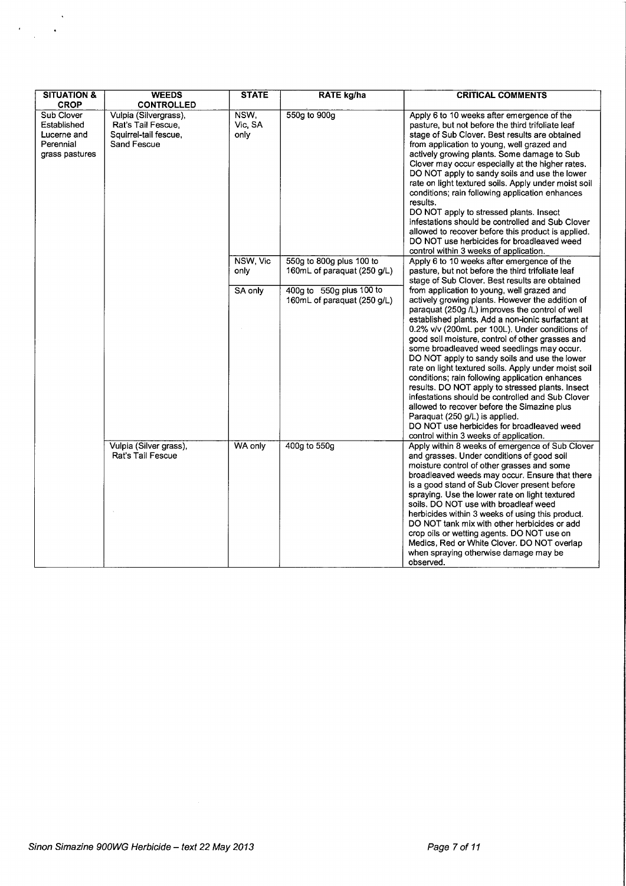| SITUATION & CROP | WEEDS CONTROLLED | STATE | RATE kg/ha | CRITICAL COMMENTS |
|---|---|---|---|---|
| Sub Clover Established Lucerne and Perennial grass pastures | Vulpia (Silvergrass), Rat's Tail Fescue, Squirrel-tail fescue, Sand Fescue | NSW, Vic, SA only | 550g to 900g | Apply 6 to 10 weeks after emergence of the pasture, but not before the third trifoliate leaf stage of Sub Clover. Best results are obtained from application to young, well grazed and actively growing plants. Some damage to Sub Clover may occur especially at the higher rates. DO NOT apply to sandy soils and use the lower rate on light textured soils. Apply under moist soil conditions; rain following application enhances results. DO NOT apply to stressed plants. Insect infestations should be controlled and Sub Clover allowed to recover before this product is applied. DO NOT use herbicides for broadleaved weed control within 3 weeks of application. |
| | | NSW, Vic only | 550g to 800g plus 100 to 160mL of paraquat (250 g/L) | Apply 6 to 10 weeks after emergence of the pasture, but not before the third trifoliate leaf stage of Sub Clover. Best results are obtained from application to young, well grazed and actively growing plants. However the addition of paraquat (250g /L) improves the control of well established plants. Add a non-ionic surfactant at 0.2% v/v (200mL per 100L). Under conditions of good soil moisture, control of other grasses and some broadleaved weed seedlings may occur. DO NOT apply to sandy soils and use the lower rate on light textured soils. Apply under moist soil conditions; rain following application enhances results. DO NOT apply to stressed plants. Insect infestations should be controlled and Sub Clover allowed to recover before the Simazine plus Paraquat (250 g/L) is applied. DO NOT use herbicides for broadleaved weed control within 3 weeks of application. |
| | | SA only | 400g to 550g plus 100 to 160mL of paraquat (250 g/L) | |
| | Vulpia (Silver grass), Rat's Tail Fescue | WA only | 400g to 550g | Apply within 8 weeks of emergence of Sub Clover and grasses. Under conditions of good soil moisture control of other grasses and some broadleaved weeds may occur. Ensure that there is a good stand of Sub Clover present before spraying. Use the lower rate on light textured soils. DO NOT use with broadleaf weed herbicides within 3 weeks of using this product. DO NOT tank mix with other herbicides or add crop oils or wetting agents. DO NOT use on Medics, Red or White Clover. DO NOT overlap when spraying otherwise damage may be observed. |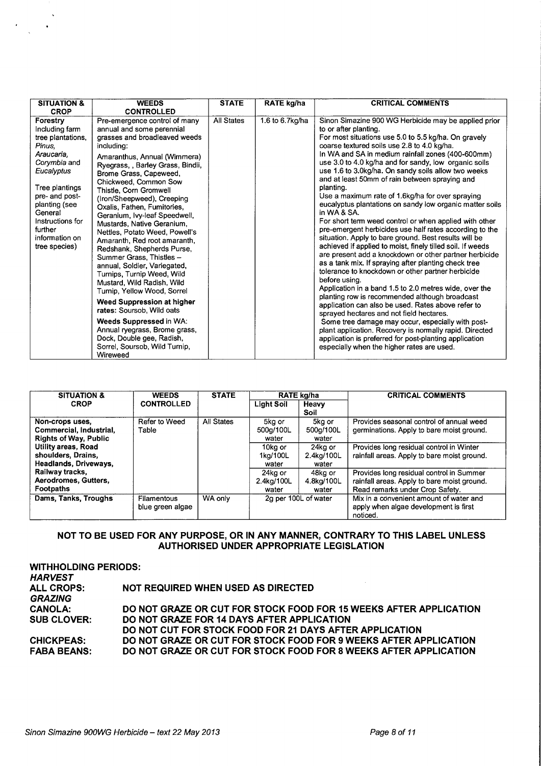| SITUATION & CROP | WEEDS CONTROLLED | STATE | RATE kg/ha | CRITICAL COMMENTS |
|---|---|---|---|---|
| **Forestry** Including farm tree plantations, *Pinus*, *Araucaria*, *Corymbia* and *Eucalyptus* <br><br> Tree plantings pre- and post-planting (see General Instructions for further information on tree species) | Pre-emergence control of many annual and some perennial grasses and broadleaved weeds including: <br><br> Amaranthus, Annual (Wimmera) Ryegrass, , Barley Grass, Bindii, Brome Grass, Capeweed, Chickweed, Common Sow Thistle, Corn Gromwell (Iron/Sheepweed), Creeping Oxalis, Fathen, Fumitories, Geranium, Ivy-leaf Speedwell, Mustards, Native Geranium, Nettles, Potato Weed, Powell's Amaranth, Red root amaranth, Redshank, Shepherds Purse, Summer Grass, Thistles – annual, Soldier, Variegated, Turnips, Turnip Weed, Wild Mustard, Wild Radish, Wild Turnip, Yellow Wood, Sorrel <br><br> **Weed Suppression at higher rates:** Soursob, Wild oats <br><br> **Weeds Suppressed** in WA: Annual ryegrass, Brome grass, Dock, Double gee, Radish, Sorrel, Soursob, Wild Turnip, Wireweed | All States | 1.6 to 6.7kg/ha | Sinon Simazine 900 WG Herbicide may be applied prior to or after planting. <br> For most situations use 5.0 to 5.5 kg/ha. On gravely coarse textured soils use 2.8 to 4.0 kg/ha. <br> In WA and SA in medium rainfall zones (400-600mm) use 3.0 to 4.0 kg/ha and for sandy, low organic soils use 1.6 to 3.0kg/ha. On sandy soils allow two weeks and at least 50mm of rain between spraying and planting. <br> Use a maximum rate of 1.6kg/ha for over spraying eucalyptus plantations on sandy low organic matter soils in WA & SA. <br> For short term weed control or when applied with other pre-emergent herbicides use half rates according to the situation. Apply to bare ground. Best results will be achieved if applied to moist, finely tilled soil. If weeds are present add a knockdown or other partner herbicide as a tank mix. If spraying after planting check tree tolerance to knockdown or other partner herbicide before using. <br> Application in a band 1.5 to 2.0 metres wide, over the planting row is recommended although broadcast application can also be used. Rates above refer to sprayed hectares and not field hectares. <br> Some tree damage may occur, especially with post-plant application. Recovery is normally rapid. Directed application is preferred for post-planting application especially when the higher rates are used. |

| SITUATION & CROP | WEEDS CONTROLLED | STATE | RATE kg/ha | | CRITICAL COMMENTS |
|---|---|---|---|---|---|
| | | | Light Soil | Heavy Soil | |
| **Non-crops uses, Commercial, Industrial, Rights of Way, Public Utility areas, Road shoulders, Drains, Headlands, Driveways, Railway tracks, Aerodromes, Gutters, Footpaths** | Refer to Weed Table | All States | 5kg or 500g/100L water | 5kg or 500g/100L water | Provides seasonal control of annual weed germinations. Apply to bare moist ground. |
| | | | 10kg or 1kg/100L water | 24kg or 2.4kg/100L water | Provides long residual control in Winter rainfall areas. Apply to bare moist ground. |
| | | | 24kg or 2.4kg/100L water | 48kg or 4.8kg/100L water | Provides long residual control in Summer rainfall areas. Apply to bare moist ground. Read remarks under Crop Safety. |
| **Dams, Tanks, Troughs** | Filamentous blue green algae | WA only | 2g per 100L of water | | Mix in a convenient amount of water and apply when algae development is first noticed. |

**NOT TO BE USED FOR ANY PURPOSE, OR IN ANY MANNER, CONTRARY TO THIS LABEL UNLESS AUTHORISED UNDER APPROPRIATE LEGISLATION**

**WITHHOLDING PERIODS:**

***HARVEST***

**ALL CROPS:** NOT REQUIRED WHEN USED AS DIRECTED

***GRAZING***

**CANOLA:** DO NOT GRAZE OR CUT FOR STOCK FOOD FOR 15 WEEKS AFTER APPLICATION

**SUB CLOVER:** DO NOT GRAZE FOR 14 DAYS AFTER APPLICATION
DO NOT CUT FOR STOCK FOOD FOR 21 DAYS AFTER APPLICATION

**CHICKPEAS:** DO NOT GRAZE OR CUT FOR STOCK FOOD FOR 9 WEEKS AFTER APPLICATION

**FABA BEANS:** DO NOT GRAZE OR CUT FOR STOCK FOOD FOR 8 WEEKS AFTER APPLICATION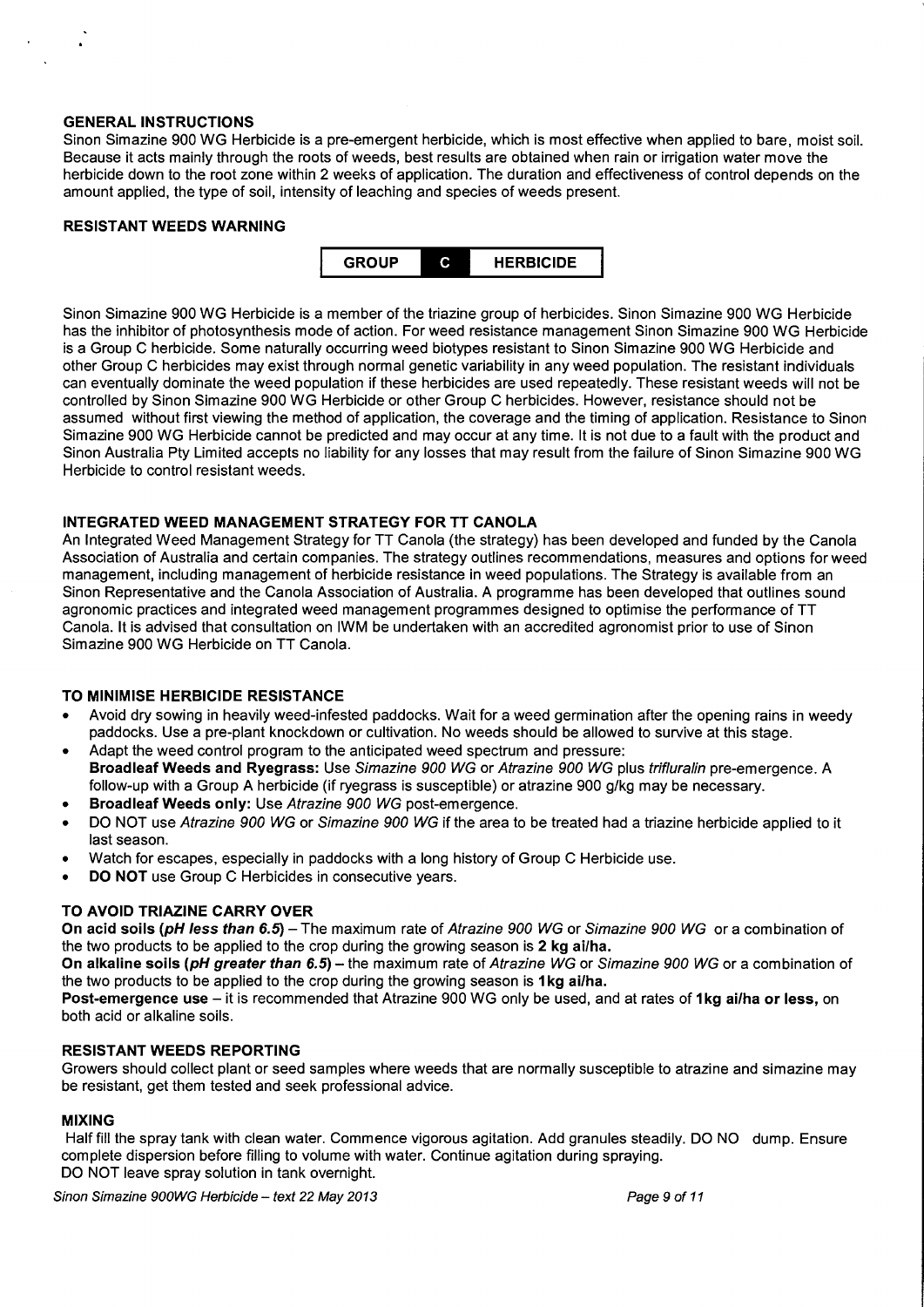## GENERAL INSTRUCTIONS

Sinon Simazine 900 WG Herbicide is a pre-emergent herbicide, which is most effective when applied to bare, moist soil. Because it acts mainly through the roots of weeds, best results are obtained when rain or irrigation water move the herbicide down to the root zone within 2 weeks of application. The duration and effectiveness of control depends on the amount applied, the type of soil, intensity of leaching and species of weeds present.

## RESISTANT WEEDS WARNING

| GROUP | C | HERBICIDE |
|---|---|---|

Sinon Simazine 900 WG Herbicide is a member of the triazine group of herbicides. Sinon Simazine 900 WG Herbicide has the inhibitor of photosynthesis mode of action. For weed resistance management Sinon Simazine 900 WG Herbicide is a Group C herbicide. Some naturally occurring weed biotypes resistant to Sinon Simazine 900 WG Herbicide and other Group C herbicides may exist through normal genetic variability in any weed population. The resistant individuals can eventually dominate the weed population if these herbicides are used repeatedly. These resistant weeds will not be controlled by Sinon Simazine 900 WG Herbicide or other Group C herbicides. However, resistance should not be assumed without first viewing the method of application, the coverage and the timing of application. Resistance to Sinon Simazine 900 WG Herbicide cannot be predicted and may occur at any time. It is not due to a fault with the product and Sinon Australia Pty Limited accepts no liability for any losses that may result from the failure of Sinon Simazine 900 WG Herbicide to control resistant weeds.

## INTEGRATED WEED MANAGEMENT STRATEGY FOR TT CANOLA

An Integrated Weed Management Strategy for TT Canola (the strategy) has been developed and funded by the Canola Association of Australia and certain companies. The strategy outlines recommendations, measures and options for weed management, including management of herbicide resistance in weed populations. The Strategy is available from an Sinon Representative and the Canola Association of Australia. A programme has been developed that outlines sound agronomic practices and integrated weed management programmes designed to optimise the performance of TT Canola. It is advised that consultation on IWM be undertaken with an accredited agronomist prior to use of Sinon Simazine 900 WG Herbicide on TT Canola.

## TO MINIMISE HERBICIDE RESISTANCE

- Avoid dry sowing in heavily weed-infested paddocks. Wait for a weed germination after the opening rains in weedy paddocks. Use a pre-plant knockdown or cultivation. No weeds should be allowed to survive at this stage.
- Adapt the weed control program to the anticipated weed spectrum and pressure:
  **Broadleaf Weeds and Ryegrass:** Use *Simazine 900 WG* or *Atrazine 900 WG* plus *trifluralin* pre-emergence. A follow-up with a Group A herbicide (if ryegrass is susceptible) or atrazine 900 g/kg may be necessary.
- **Broadleaf Weeds only:** Use *Atrazine 900 WG* post-emergence.
- DO NOT use *Atrazine 900 WG* or *Simazine 900 WG* if the area to be treated had a triazine herbicide applied to it last season.
- Watch for escapes, especially in paddocks with a long history of Group C Herbicide use.
- **DO NOT** use Group C Herbicides in consecutive years.

## TO AVOID TRIAZINE CARRY OVER

**On acid soils (*pH less than 6.5*)** – The maximum rate of *Atrazine 900 WG* or *Simazine 900 WG* or a combination of the two products to be applied to the crop during the growing season is **2 kg ai/ha.**

**On alkaline soils (*pH greater than 6.5*)** – the maximum rate of *Atrazine WG* or *Simazine 900 WG* or a combination of the two products to be applied to the crop during the growing season is **1kg ai/ha.**

**Post-emergence use** – it is recommended that Atrazine 900 WG only be used, and at rates of **1kg ai/ha or less,** on both acid or alkaline soils.

## RESISTANT WEEDS REPORTING

Growers should collect plant or seed samples where weeds that are normally susceptible to atrazine and simazine may be resistant, get them tested and seek professional advice.

## MIXING

Half fill the spray tank with clean water. Commence vigorous agitation. Add granules steadily. DO NO dump. Ensure complete dispersion before filling to volume with water. Continue agitation during spraying.

DO NOT leave spray solution in tank overnight.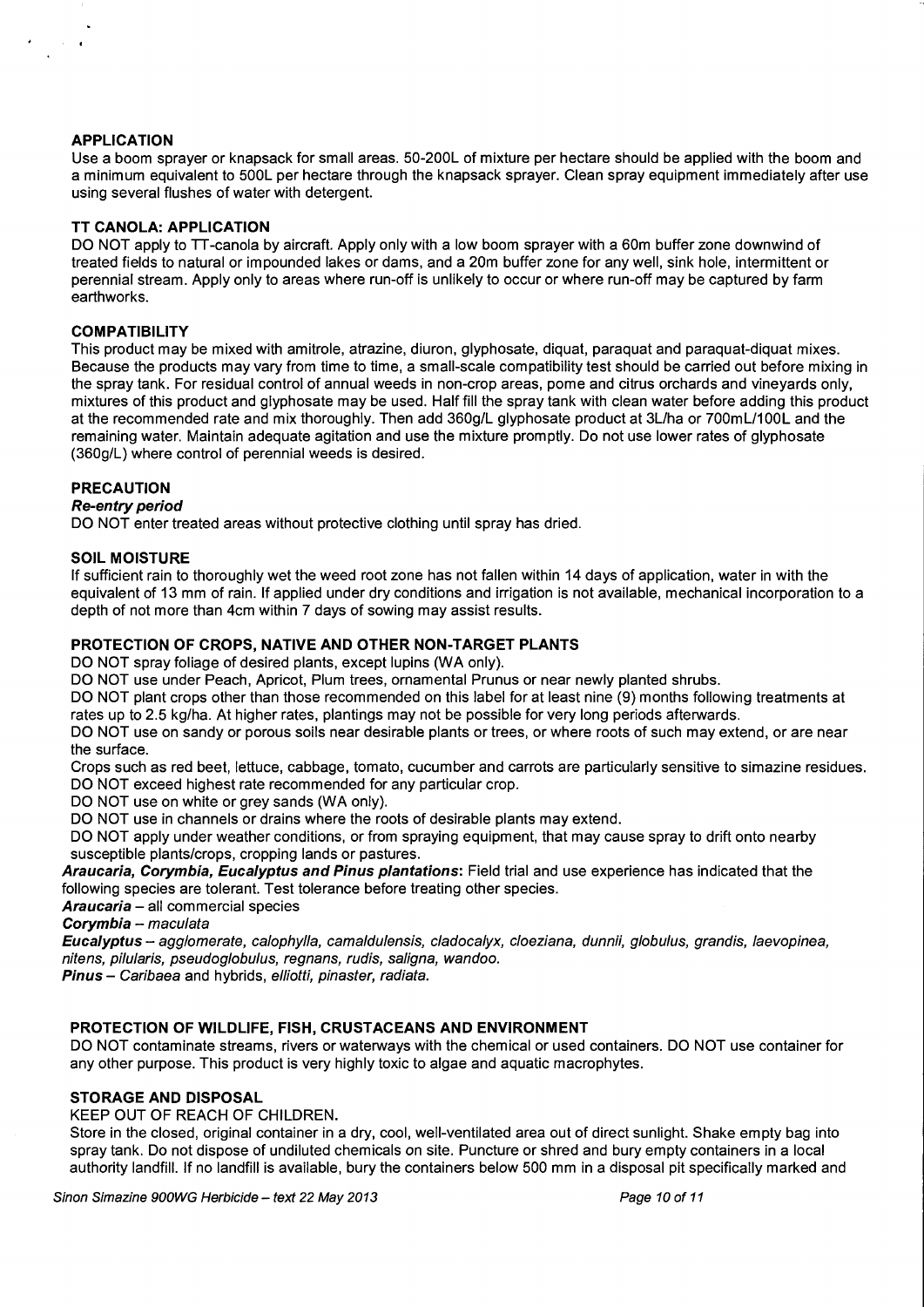### APPLICATION

Use a boom sprayer or knapsack for small areas. 50-200L of mixture per hectare should be applied with the boom and a minimum equivalent to 500L per hectare through the knapsack sprayer. Clean spray equipment immediately after use using several flushes of water with detergent.

### TT CANOLA: APPLICATION

DO NOT apply to TT-canola by aircraft. Apply only with a low boom sprayer with a 60m buffer zone downwind of treated fields to natural or impounded lakes or dams, and a 20m buffer zone for any well, sink hole, intermittent or perennial stream. Apply only to areas where run-off is unlikely to occur or where run-off may be captured by farm earthworks.

### COMPATIBILITY

This product may be mixed with amitrole, atrazine, diuron, glyphosate, diquat, paraquat and paraquat-diquat mixes. Because the products may vary from time to time, a small-scale compatibility test should be carried out before mixing in the spray tank. For residual control of annual weeds in non-crop areas, pome and citrus orchards and vineyards only, mixtures of this product and glyphosate may be used. Half fill the spray tank with clean water before adding this product at the recommended rate and mix thoroughly. Then add 360g/L glyphosate product at 3L/ha or 700mL/100L and the remaining water. Maintain adequate agitation and use the mixture promptly. Do not use lower rates of glyphosate (360g/L) where control of perennial weeds is desired.

### PRECAUTION

***Re-entry period***

DO NOT enter treated areas without protective clothing until spray has dried.

### SOIL MOISTURE

If sufficient rain to thoroughly wet the weed root zone has not fallen within 14 days of application, water in with the equivalent of 13 mm of rain. If applied under dry conditions and irrigation is not available, mechanical incorporation to a depth of not more than 4cm within 7 days of sowing may assist results.

### PROTECTION OF CROPS, NATIVE AND OTHER NON-TARGET PLANTS

DO NOT spray foliage of desired plants, except lupins (WA only).

DO NOT use under Peach, Apricot, Plum trees, ornamental Prunus or near newly planted shrubs.

DO NOT plant crops other than those recommended on this label for at least nine (9) months following treatments at rates up to 2.5 kg/ha. At higher rates, plantings may not be possible for very long periods afterwards.

DO NOT use on sandy or porous soils near desirable plants or trees, or where roots of such may extend, or are near the surface.

Crops such as red beet, lettuce, cabbage, tomato, cucumber and carrots are particularly sensitive to simazine residues.

DO NOT exceed highest rate recommended for any particular crop.

DO NOT use on white or grey sands (WA only).

DO NOT use in channels or drains where the roots of desirable plants may extend.

DO NOT apply under weather conditions, or from spraying equipment, that may cause spray to drift onto nearby susceptible plants/crops, cropping lands or pastures.

***Araucaria, Corymbia, Eucalyptus and Pinus plantations***: Field trial and use experience has indicated that the following species are tolerant. Test tolerance before treating other species.

***Araucaria*** – all commercial species

***Corymbia*** – *maculata*

***Eucalyptus*** – *agglomerate, calophylla, camaldulensis, cladocalyx, cloeziana, dunnii, globulus, grandis, laevopinea, nitens, pilularis, pseudoglobulus, regnans, rudis, saligna, wandoo.*

***Pinus*** – *Caribaea* and hybrids, *elliotti, pinaster, radiata.*

### PROTECTION OF WILDLIFE, FISH, CRUSTACEANS AND ENVIRONMENT

DO NOT contaminate streams, rivers or waterways with the chemical or used containers. DO NOT use container for any other purpose. This product is very highly toxic to algae and aquatic macrophytes.

### STORAGE AND DISPOSAL

KEEP OUT OF REACH OF CHILDREN.

Store in the closed, original container in a dry, cool, well-ventilated area out of direct sunlight. Shake empty bag into spray tank. Do not dispose of undiluted chemicals on site. Puncture or shred and bury empty containers in a local authority landfill. If no landfill is available, bury the containers below 500 mm in a disposal pit specifically marked and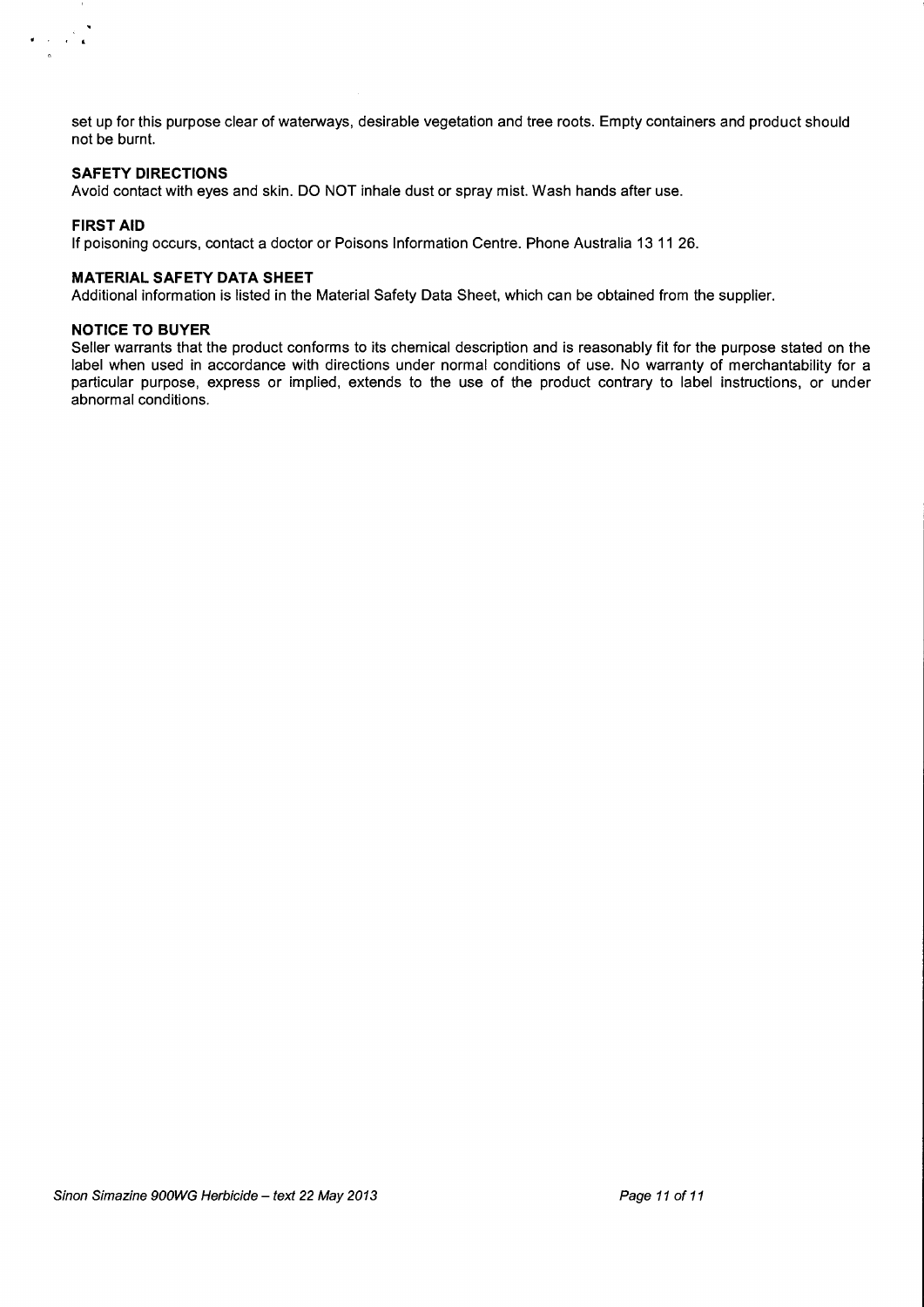set up for this purpose clear of waterways, desirable vegetation and tree roots. Empty containers and product should not be burnt.

### SAFETY DIRECTIONS

Avoid contact with eyes and skin. DO NOT inhale dust or spray mist. Wash hands after use.

### FIRST AID

If poisoning occurs, contact a doctor or Poisons Information Centre. Phone Australia 13 11 26.

### MATERIAL SAFETY DATA SHEET

Additional information is listed in the Material Safety Data Sheet, which can be obtained from the supplier.

### NOTICE TO BUYER

Seller warrants that the product conforms to its chemical description and is reasonably fit for the purpose stated on the label when used in accordance with directions under normal conditions of use. No warranty of merchantability for a particular purpose, express or implied, extends to the use of the product contrary to label instructions, or under abnormal conditions.